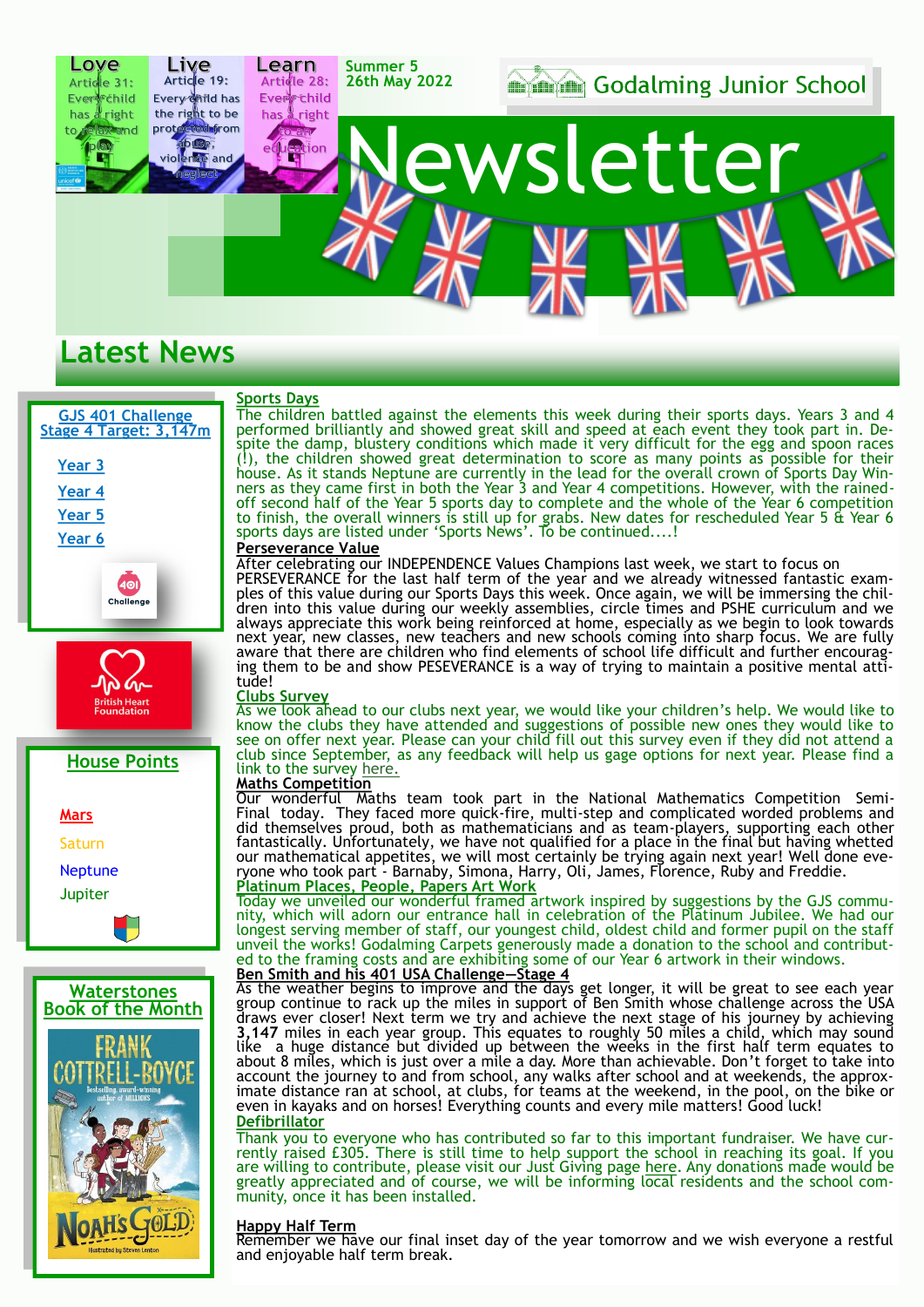**Love**
Article 31: Every child has a right to relax and play

**Live**
Article 19: Every child has the right to be protected from abuse, violence and neglect

**Learn**
Article 28: Every child has a right to an education

Summer 5
26th May 2022

Godalming Junior School

# Newsletter

## Latest News

**GJS 401 Challenge Stage 4 Target: 3,147m**

- Year 3
- Year 4
- Year 5
- Year 6

401 Challenge

British Heart Foundation

**House Points**

- Mars
- Saturn
- Neptune
- Jupiter

**Waterstones Book of the Month**

Frank Cottrell-Boyce — Noah's Gold

### Sports Days

The children battled against the elements this week during their sports days. Years 3 and 4 performed brilliantly and showed great skill and speed at each event they took part in. Despite the damp, blustery conditions which made it very difficult for the egg and spoon races (!), the children showed great determination to score as many points as possible for their house. As it stands Neptune are currently in the lead for the overall crown of Sports Day Winners as they came first in both the Year 3 and Year 4 competitions. However, with the rained-off second half of the Year 5 sports day to complete and the whole of the Year 6 competition to finish, the overall winners is still up for grabs. New dates for rescheduled Year 5 & Year 6 sports days are listed under 'Sports News'. To be continued....!

### Perseverance Value

After celebrating our INDEPENDENCE Values Champions last week, we start to focus on PERSEVERANCE for the last half term of the year and we already witnessed fantastic examples of this value during our Sports Days this week. Once again, we will be immersing the children into this value during our weekly assemblies, circle times and PSHE curriculum and we always appreciate this work being reinforced at home, especially as we begin to look towards next year, new classes, new teachers and new schools coming into sharp focus. We are fully aware that there are children who find elements of school life difficult and further encouraging them to be and show PESEVERANCE is a way of trying to maintain a positive mental attitude!

### Clubs Survey

As we look ahead to our clubs next year, we would like your children's help. We would like to know the clubs they have attended and suggestions of possible new ones they would like to see on offer next year. Please can your child fill out this survey even if they did not attend a club since September, as any feedback will help us gage options for next year. Please find a link to the survey here.

### Maths Competition

Our wonderful Maths team took part in the National Mathematics Competition Semi-Final today. They faced more quick-fire, multi-step and complicated worded problems and did themselves proud, both as mathematicians and as team-players, supporting each other fantastically. Unfortunately, we have not qualified for a place in the final but having whetted our mathematical appetites, we will most certainly be trying again next year! Well done everyone who took part - Barnaby, Simona, Harry, Oli, James, Florence, Ruby and Freddie.

### Platinum Places, People, Papers Art Work

Today we unveiled our wonderful framed artwork inspired by suggestions by the GJS community, which will adorn our entrance hall in celebration of the Platinum Jubilee. We had our longest serving member of staff, our youngest child, oldest child and former pupil on the staff unveil the works! Godalming Carpets generously made a donation to the school and contributed to the framing costs and are exhibiting some of our Year 6 artwork in their windows.

### Ben Smith and his 401 USA Challenge—Stage 4

As the weather begins to improve and the days get longer, it will be great to see each year group continue to rack up the miles in support of Ben Smith whose challenge across the USA draws ever closer! Next term we try and achieve the next stage of his journey by achieving **3,147** miles in each year group. This equates to roughly 50 miles a child, which may sound like a huge distance but divided up between the weeks in the first half term equates to about 8 miles, which is just over a mile a day. More than achievable. Don't forget to take into account the journey to and from school, any walks after school and at weekends, the approximate distance ran at school, at clubs, for teams at the weekend, in the pool, on the bike or even in kayaks and on horses! Everything counts and every mile matters! Good luck!

### Defibrillator

Thank you to everyone who has contributed so far to this important fundraiser. We have currently raised £305. There is still time to help support the school in reaching its goal. If you are willing to contribute, please visit our Just Giving page here. Any donations made would be greatly appreciated and of course, we will be informing local residents and the school community, once it has been installed.

### Happy Half Term

Remember we have our final inset day of the year tomorrow and we wish everyone a restful and enjoyable half term break.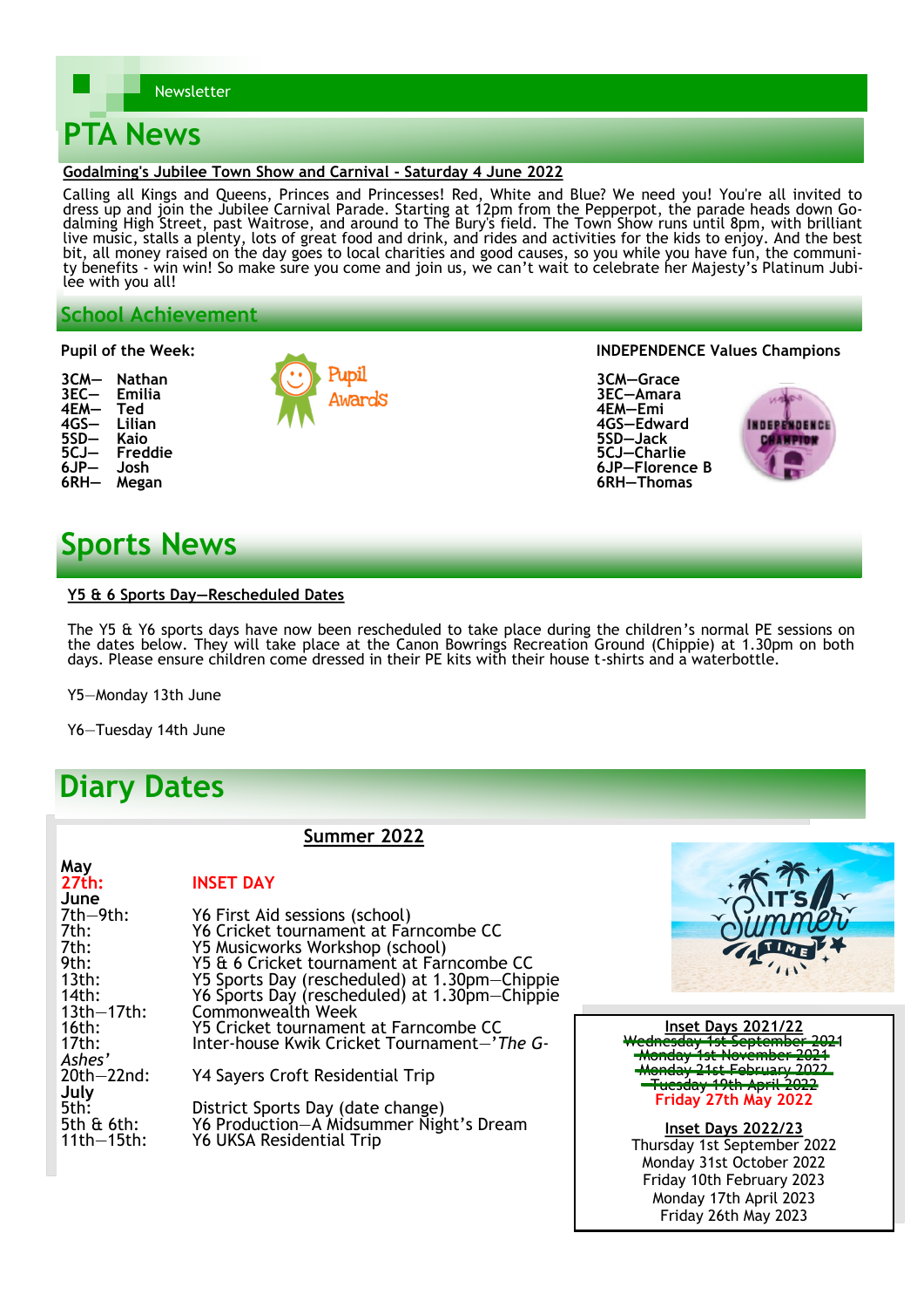Newsletter

# PTA News

**Godalming's Jubilee Town Show and Carnival - Saturday 4 June 2022**

Calling all Kings and Queens, Princes and Princesses! Red, White and Blue? We need you! You're all invited to dress up and join the Jubilee Carnival Parade. Starting at 12pm from the Pepperpot, the parade heads down Godalming High Street, past Waitrose, and around to The Bury's field. The Town Show runs until 8pm, with brilliant live music, stalls a plenty, lots of great food and drink, and rides and activities for the kids to enjoy. And the best bit, all money raised on the day goes to local charities and good causes, so you while you have fun, the community benefits - win win! So make sure you come and join us, we can't wait to celebrate her Majesty's Platinum Jubilee with you all!

## School Achievement

**Pupil of the Week:**

**3CM— Nathan**
**3EC— Emilia**
**4EM— Ted**
**4GS— Lilian**
**5SD— Kaio**
**5CJ— Freddie**
**6JP— Josh**
**6RH— Megan**

Pupil Awards

**INDEPENDENCE Values Champions**

**3CM—Grace**
**3EC—Amara**
**4EM—Emi**
**4GS—Edward**
**5SD—Jack**
**5CJ—Charlie**
**6JP—Florence B**
**6RH—Thomas**

# Sports News

**Y5 & 6 Sports Day—Rescheduled Dates**

The Y5 & Y6 sports days have now been rescheduled to take place during the children's normal PE sessions on the dates below. They will take place at the Canon Bowrings Recreation Ground (Chippie) at 1.30pm on both days. Please ensure children come dressed in their PE kits with their house t-shirts and a waterbottle.

Y5—Monday 13th June

Y6—Tuesday 14th June

# Diary Dates

**Summer 2022**

| | |
|---|---|
| **May** | |
| **27th:** | **INSET DAY** |
| **June** | |
| 7th—9th: | Y6 First Aid sessions (school) |
| 7th: | Y6 Cricket tournament at Farncombe CC |
| 7th: | Y5 Musicworks Workshop (school) |
| 9th: | Y5 & 6 Cricket tournament at Farncombe CC |
| 13th: | Y5 Sports Day (rescheduled) at 1.30pm—Chippie |
| 14th: | Y6 Sports Day (rescheduled) at 1.30pm—Chippie |
| 13th—17th: | Commonwealth Week |
| 16th: | Y5 Cricket tournament at Farncombe CC |
| 17th: | Inter-house Kwik Cricket Tournament—'*The G-Ashes'* |
| 20th—22nd: | Y4 Sayers Croft Residential Trip |
| **July** | |
| 5th: | District Sports Day (date change) |
| 5th & 6th: | Y6 Production—A Midsummer Night's Dream |
| 11th—15th: | Y6 UKSA Residential Trip |

It's Summer Time

**Inset Days 2021/22**

~~Wednesday 1st September 2021~~
~~Monday 1st November 2021~~
~~Monday 21st February 2022~~
~~Tuesday 19th April 2022~~
**Friday 27th May 2022**

**Inset Days 2022/23**

Thursday 1st September 2022
Monday 31st October 2022
Friday 10th February 2023
Monday 17th April 2023
Friday 26th May 2023